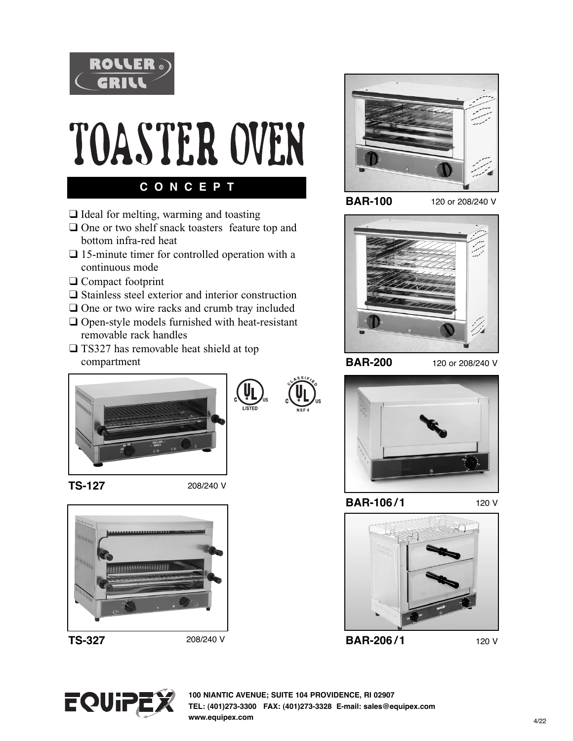ROLLER GRILL

# TOASTER OVEN

## CONCEPT

- ❑ Ideal for melting, warming and toasting
- ❑ One or two shelf snack toasters feature top and bottom infra-red heat
- ❑ 15-minute timer for controlled operation with a continuous mode
- ❑ Compact footprint
- ❑ Stainless steel exterior and interior construction
- ❑ One or two wire racks and crumb tray included
- ❑ Open-style models furnished with heat-resistant removable rack handles
- ❑ TS327 has removable heat shield at top compartment

**TS-127** 208/240 V

**TS-327** 208/240 V

**BAR-100** 120 or 208/240 V

**BAR-200** 120 or 208/240 V

**BAR-106/1** 120 V

**BAR-206/1** 120 V

C UL US LISTED

C UL US CLASSIFIED NSF 4

EQUIPEX

**100 NIANTIC AVENUE; SUITE 104 PROVIDENCE, RI 02907**
**TEL: (401)273-3300 FAX: (401)273-3328 E-mail: sales@equipex.com**
**www.equipex.com**

4/22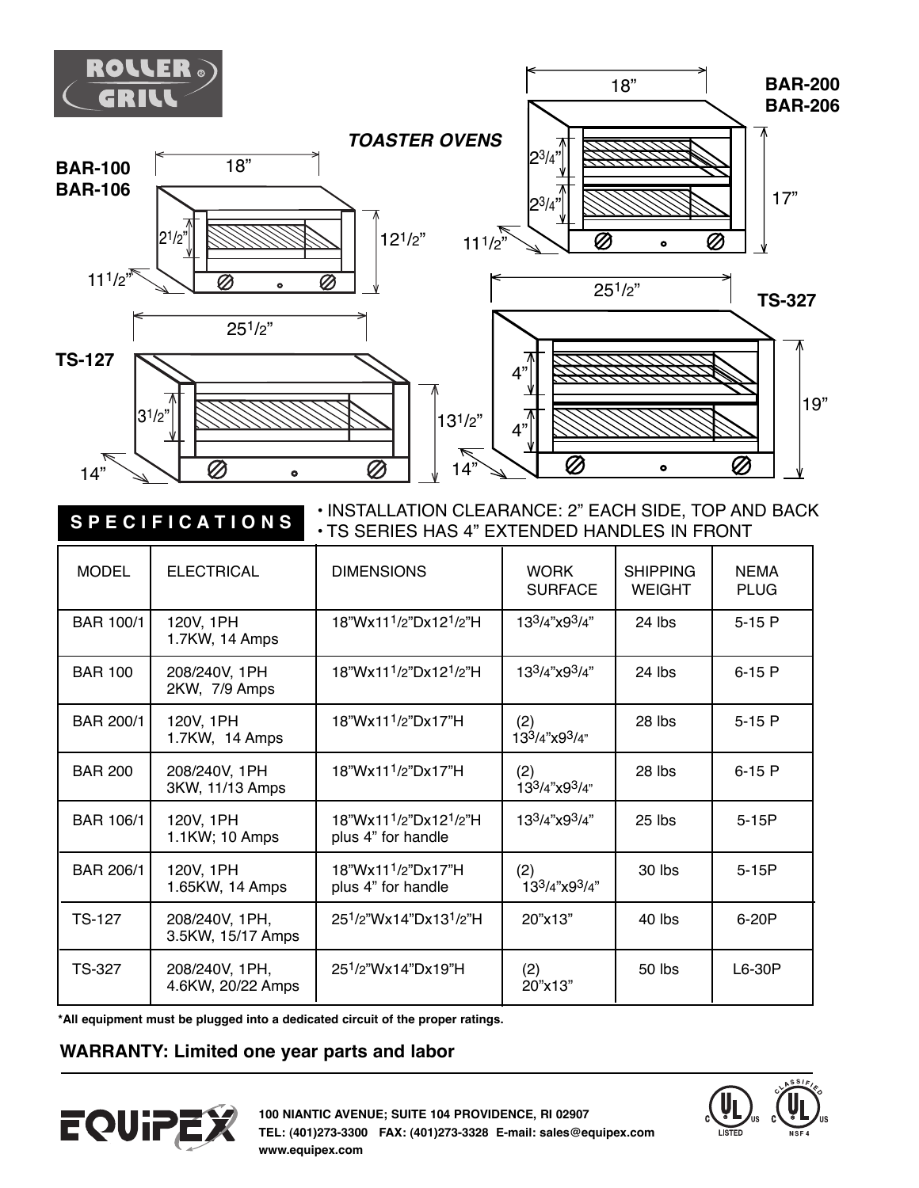ROLLER GRILL

# TOASTER OVENS

BAR-100
BAR-106

18"
$2^1/_2$"
$12^1/_2$"
$11^1/_2$"

BAR-200
BAR-206

18"
$2^3/_4$"
$2^3/_4$"
17"
$11^1/_2$"

TS-127

$25^1/_2$"
$3^1/_2$"
$13^1/_2$"
14"

TS-327

$25^1/_2$"
4"
4"
19"
14"

## SPECIFICATIONS

- INSTALLATION CLEARANCE: 2" EACH SIDE, TOP AND BACK
- TS SERIES HAS 4" EXTENDED HANDLES IN FRONT

| MODEL | ELECTRICAL | DIMENSIONS | WORK SURFACE | SHIPPING WEIGHT | NEMA PLUG |
|---|---|---|---|---|---|
| BAR 100/1 | 120V, 1PH 1.7KW, 14 Amps | 18"Wx11 1/2"Dx12 1/2"H | 13 3/4"x9 3/4" | 24 lbs | 5-15 P |
| BAR 100 | 208/240V, 1PH 2KW, 7/9 Amps | 18"Wx11 1/2"Dx12 1/2"H | 13 3/4"x9 3/4" | 24 lbs | 6-15 P |
| BAR 200/1 | 120V, 1PH 1.7KW, 14 Amps | 18"Wx11 1/2"Dx17"H | (2) 13 3/4"x9 3/4" | 28 lbs | 5-15 P |
| BAR 200 | 208/240V, 1PH 3KW, 11/13 Amps | 18"Wx11 1/2"Dx17"H | (2) 13 3/4"x9 3/4" | 28 lbs | 6-15 P |
| BAR 106/1 | 120V, 1PH 1.1KW; 10 Amps | 18"Wx11 1/2"Dx12 1/2"H plus 4" for handle | 13 3/4"x9 3/4" | 25 lbs | 5-15P |
| BAR 206/1 | 120V, 1PH 1.65KW, 14 Amps | 18"Wx11 1/2"Dx17"H plus 4" for handle | (2) 13 3/4"x9 3/4" | 30 lbs | 5-15P |
| TS-127 | 208/240V, 1PH, 3.5KW, 15/17 Amps | 25 1/2"Wx14"Dx13 1/2"H | 20"x13" | 40 lbs | 6-20P |
| TS-327 | 208/240V, 1PH, 4.6KW, 20/22 Amps | 25 1/2"Wx14"Dx19"H | (2) 20"x13" | 50 lbs | L6-30P |

**\*All equipment must be plugged into a dedicated circuit of the proper ratings.**

**WARRANTY: Limited one year parts and labor**

EQUIPEX

**100 NIANTIC AVENUE; SUITE 104 PROVIDENCE, RI 02907**
**TEL: (401)273-3300 FAX: (401)273-3328 E-mail: sales@equipex.com**
**www.equipex.com**

UL LISTED C US — UL CLASSIFIED C US NSF 4